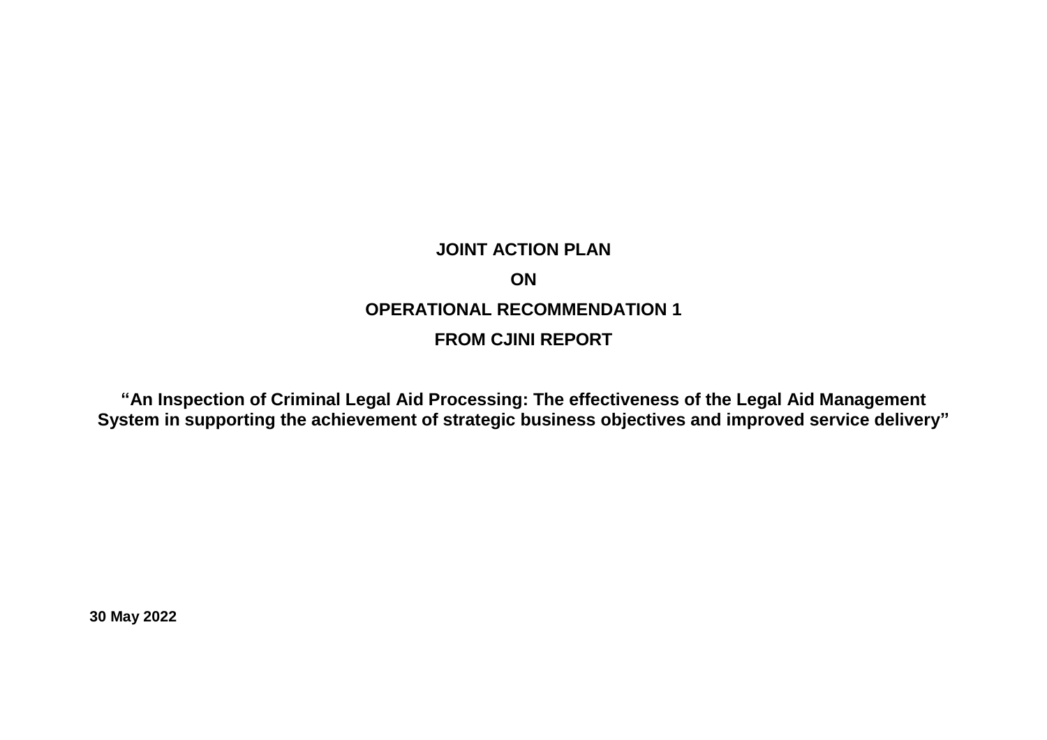# JOINT ACTION PLAN

# ON

# OPERATIONAL RECOMMENDATION 1

# FROM CJINI REPORT

**"An Inspection of Criminal Legal Aid Processing: The effectiveness of the Legal Aid Management System in supporting the achievement of strategic business objectives and improved service delivery"**

**30 May 2022**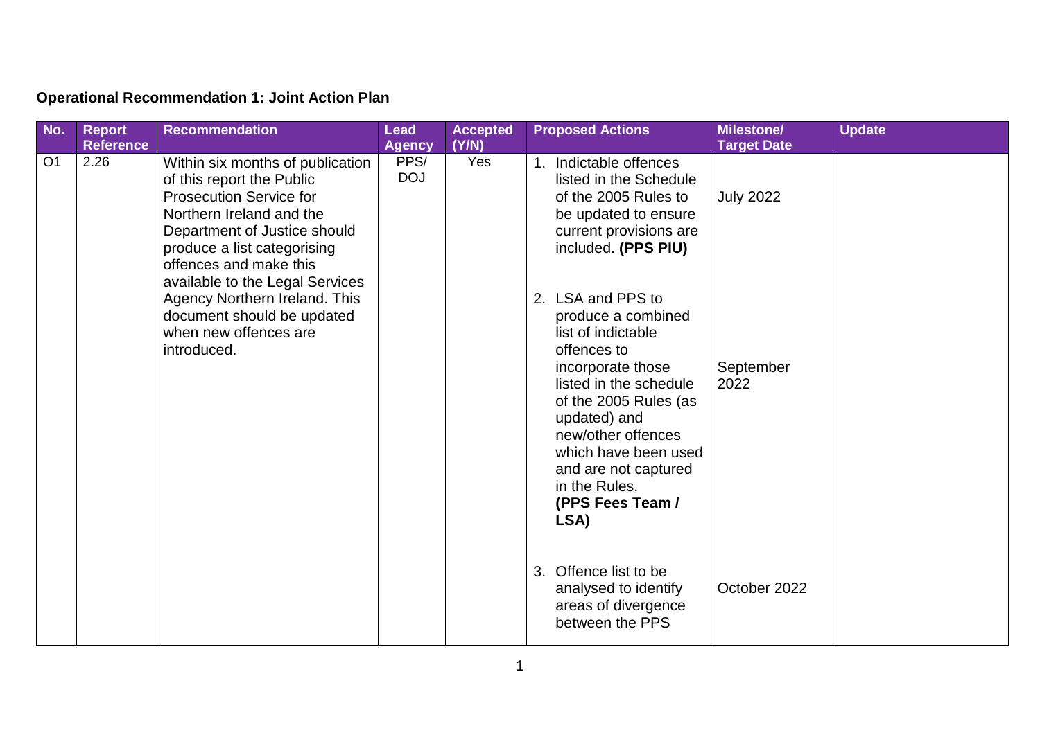**Operational Recommendation 1: Joint Action Plan**

| No. | Report Reference | Recommendation | Lead Agency | Accepted (Y/N) | Proposed Actions | Milestone/ Target Date | Update |
|---|---|---|---|---|---|---|---|
| O1 | 2.26 | Within six months of publication of this report the Public Prosecution Service for Northern Ireland and the Department of Justice should produce a list categorising offences and make this available to the Legal Services Agency Northern Ireland. This document should be updated when new offences are introduced. | PPS/ DOJ | Yes | 1. Indictable offences listed in the Schedule of the 2005 Rules to be updated to ensure current provisions are included. **(PPS PIU)**<br><br>2. LSA and PPS to produce a combined list of indictable offences to incorporate those listed in the schedule of the 2005 Rules (as updated) and new/other offences which have been used and are not captured in the Rules. **(PPS Fees Team / LSA)**<br><br>3. Offence list to be analysed to identify areas of divergence between the PPS | July 2022<br><br>September 2022<br><br>October 2022 | |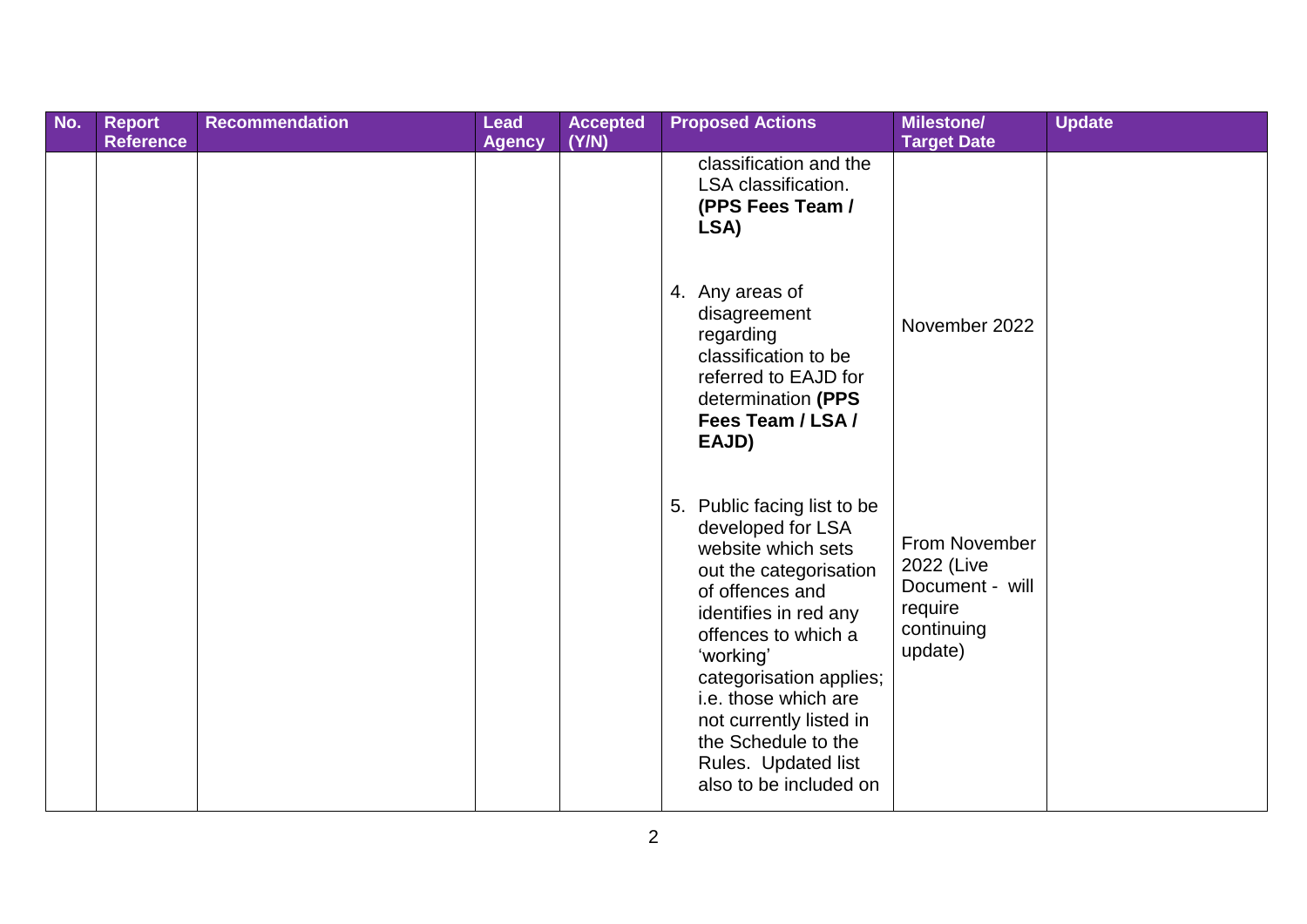| No. | Report Reference | Recommendation | Lead Agency | Accepted (Y/N) | Proposed Actions | Milestone/ Target Date | Update |
|---|---|---|---|---|---|---|---|
| | | | | | classification and the LSA classification. **(PPS Fees Team / LSA)** | | |
| | | | | | 4. Any areas of disagreement regarding classification to be referred to EAJD for determination **(PPS Fees Team / LSA / EAJD)** | November 2022 | |
| | | | | | 5. Public facing list to be developed for LSA website which sets out the categorisation of offences and identifies in red any offences to which a 'working' categorisation applies; i.e. those which are not currently listed in the Schedule to the Rules. Updated list also to be included on | From November 2022 (Live Document - will require continuing update) | |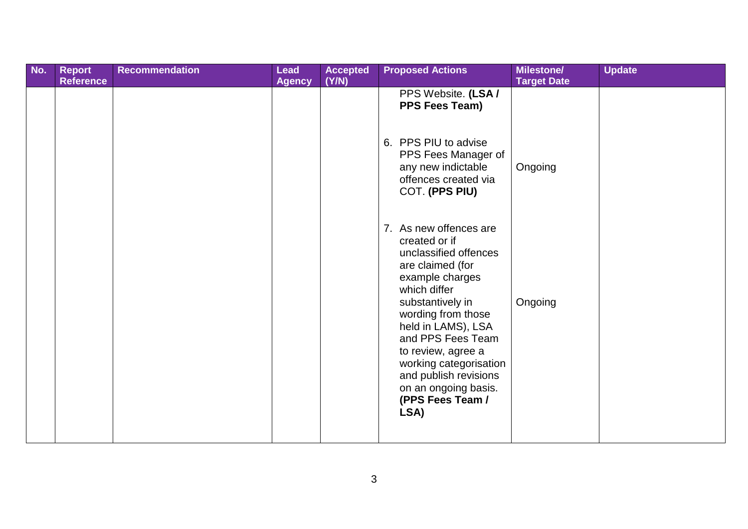| No. | Report Reference | Recommendation | Lead Agency | Accepted (Y/N) | Proposed Actions | Milestone/ Target Date | Update |
|---|---|---|---|---|---|---|---|
| | | | | | PPS Website. **(LSA / PPS Fees Team)** | | |
| | | | | | 6. PPS PIU to advise PPS Fees Manager of any new indictable offences created via COT. **(PPS PIU)** | Ongoing | |
| | | | | | 7. As new offences are created or if unclassified offences are claimed (for example charges which differ substantively in wording from those held in LAMS), LSA and PPS Fees Team to review, agree a working categorisation and publish revisions on an ongoing basis. **(PPS Fees Team / LSA)** | Ongoing | |